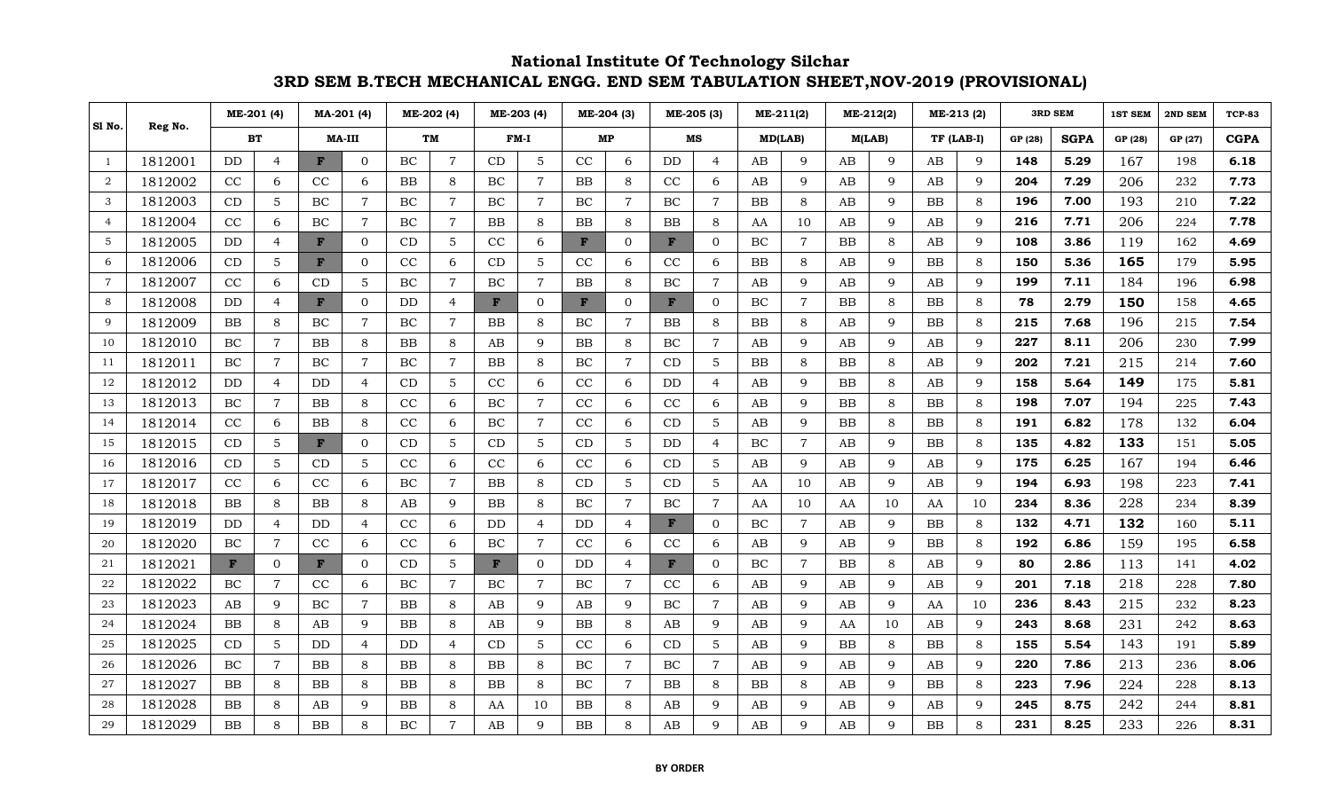# National Institute Of Technology Silchar

## 3RD SEM B.TECH MECHANICAL ENGG. END SEM TABULATION SHEET,NOV-2019 (PROVISIONAL)

| Sl No. | Reg No. | ME-201 (4) | | MA-201 (4) | | ME-202 (4) | | ME-203 (4) | | ME-204 (3) | | ME-205 (3) | | ME-211(2) | | ME-212(2) | | ME-213 (2) | | 3RD SEM | | 1ST SEM | 2ND SEM | TCP-83 |
|---|---|---|---|---|---|---|---|---|---|---|---|---|---|---|---|---|---|---|---|---|---|---|---|---|
| | | BT | | MA-III | | TM | | FM-I | | MP | | MS | | MD(LAB) | | M(LAB) | | TF (LAB-I) | | GP (28) | SGPA | GP (28) | GP (27) | CGPA |
| 1 | 1812001 | DD | 4 | F | 0 | BC | 7 | CD | 5 | CC | 6 | DD | 4 | AB | 9 | AB | 9 | AB | 9 | 148 | 5.29 | 167 | 198 | 6.18 |
| 2 | 1812002 | CC | 6 | CC | 6 | BB | 8 | BC | 7 | BB | 8 | CC | 6 | AB | 9 | AB | 9 | AB | 9 | 204 | 7.29 | 206 | 232 | 7.73 |
| 3 | 1812003 | CD | 5 | BC | 7 | BC | 7 | BC | 7 | BC | 7 | BC | 7 | BB | 8 | AB | 9 | BB | 8 | 196 | 7.00 | 193 | 210 | 7.22 |
| 4 | 1812004 | CC | 6 | BC | 7 | BC | 7 | BB | 8 | BB | 8 | BB | 8 | AA | 10 | AB | 9 | AB | 9 | 216 | 7.71 | 206 | 224 | 7.78 |
| 5 | 1812005 | DD | 4 | F | 0 | CD | 5 | CC | 6 | F | 0 | F | 0 | BC | 7 | BB | 8 | AB | 9 | 108 | 3.86 | 119 | 162 | 4.69 |
| 6 | 1812006 | CD | 5 | F | 0 | CC | 6 | CD | 5 | CC | 6 | CC | 6 | BB | 8 | AB | 9 | BB | 8 | 150 | 5.36 | 165 | 179 | 5.95 |
| 7 | 1812007 | CC | 6 | CD | 5 | BC | 7 | BC | 7 | BB | 8 | BC | 7 | AB | 9 | AB | 9 | AB | 9 | 199 | 7.11 | 184 | 196 | 6.98 |
| 8 | 1812008 | DD | 4 | F | 0 | DD | 4 | F | 0 | F | 0 | F | 0 | BC | 7 | BB | 8 | BB | 8 | 78 | 2.79 | 150 | 158 | 4.65 |
| 9 | 1812009 | BB | 8 | BC | 7 | BC | 7 | BB | 8 | BC | 7 | BB | 8 | BB | 8 | AB | 9 | BB | 8 | 215 | 7.68 | 196 | 215 | 7.54 |
| 10 | 1812010 | BC | 7 | BB | 8 | BB | 8 | AB | 9 | BB | 8 | BC | 7 | AB | 9 | AB | 9 | AB | 9 | 227 | 8.11 | 206 | 230 | 7.99 |
| 11 | 1812011 | BC | 7 | BC | 7 | BC | 7 | BB | 8 | BC | 7 | CD | 5 | BB | 8 | BB | 8 | AB | 9 | 202 | 7.21 | 215 | 214 | 7.60 |
| 12 | 1812012 | DD | 4 | DD | 4 | CD | 5 | CC | 6 | CC | 6 | DD | 4 | AB | 9 | BB | 8 | AB | 9 | 158 | 5.64 | 149 | 175 | 5.81 |
| 13 | 1812013 | BC | 7 | BB | 8 | CC | 6 | BC | 7 | CC | 6 | CC | 6 | AB | 9 | BB | 8 | BB | 8 | 198 | 7.07 | 194 | 225 | 7.43 |
| 14 | 1812014 | CC | 6 | BB | 8 | CC | 6 | BC | 7 | CC | 6 | CD | 5 | AB | 9 | BB | 8 | BB | 8 | 191 | 6.82 | 178 | 132 | 6.04 |
| 15 | 1812015 | CD | 5 | F | 0 | CD | 5 | CD | 5 | CD | 5 | DD | 4 | BC | 7 | AB | 9 | BB | 8 | 135 | 4.82 | 133 | 151 | 5.05 |
| 16 | 1812016 | CD | 5 | CD | 5 | CC | 6 | CC | 6 | CC | 6 | CD | 5 | AB | 9 | AB | 9 | AB | 9 | 175 | 6.25 | 167 | 194 | 6.46 |
| 17 | 1812017 | CC | 6 | CC | 6 | BC | 7 | BB | 8 | CD | 5 | CD | 5 | AA | 10 | AB | 9 | AB | 9 | 194 | 6.93 | 198 | 223 | 7.41 |
| 18 | 1812018 | BB | 8 | BB | 8 | AB | 9 | BB | 8 | BC | 7 | BC | 7 | AA | 10 | AA | 10 | AA | 10 | 234 | 8.36 | 228 | 234 | 8.39 |
| 19 | 1812019 | DD | 4 | DD | 4 | CC | 6 | DD | 4 | DD | 4 | F | 0 | BC | 7 | AB | 9 | BB | 8 | 132 | 4.71 | 132 | 160 | 5.11 |
| 20 | 1812020 | BC | 7 | CC | 6 | CC | 6 | BC | 7 | CC | 6 | CC | 6 | AB | 9 | AB | 9 | BB | 8 | 192 | 6.86 | 159 | 195 | 6.58 |
| 21 | 1812021 | F | 0 | F | 0 | CD | 5 | F | 0 | DD | 4 | F | 0 | BC | 7 | BB | 8 | AB | 9 | 80 | 2.86 | 113 | 141 | 4.02 |
| 22 | 1812022 | BC | 7 | CC | 6 | BC | 7 | BC | 7 | BC | 7 | CC | 6 | AB | 9 | AB | 9 | AB | 9 | 201 | 7.18 | 218 | 228 | 7.80 |
| 23 | 1812023 | AB | 9 | BC | 7 | BB | 8 | AB | 9 | AB | 9 | BC | 7 | AB | 9 | AB | 9 | AA | 10 | 236 | 8.43 | 215 | 232 | 8.23 |
| 24 | 1812024 | BB | 8 | AB | 9 | BB | 8 | AB | 9 | BB | 8 | AB | 9 | AB | 9 | AA | 10 | AB | 9 | 243 | 8.68 | 231 | 242 | 8.63 |
| 25 | 1812025 | CD | 5 | DD | 4 | DD | 4 | CD | 5 | CC | 6 | CD | 5 | AB | 9 | BB | 8 | BB | 8 | 155 | 5.54 | 143 | 191 | 5.89 |
| 26 | 1812026 | BC | 7 | BB | 8 | BB | 8 | BB | 8 | BC | 7 | BC | 7 | AB | 9 | AB | 9 | AB | 9 | 220 | 7.86 | 213 | 236 | 8.06 |
| 27 | 1812027 | BB | 8 | BB | 8 | BB | 8 | BB | 8 | BC | 7 | BB | 8 | BB | 8 | AB | 9 | BB | 8 | 223 | 7.96 | 224 | 228 | 8.13 |
| 28 | 1812028 | BB | 8 | AB | 9 | BB | 8 | AA | 10 | BB | 8 | AB | 9 | AB | 9 | AB | 9 | AB | 9 | 245 | 8.75 | 242 | 244 | 8.81 |
| 29 | 1812029 | BB | 8 | BB | 8 | BC | 7 | AB | 9 | BB | 8 | AB | 9 | AB | 9 | AB | 9 | BB | 8 | 231 | 8.25 | 233 | 226 | 8.31 |

**BY ORDER**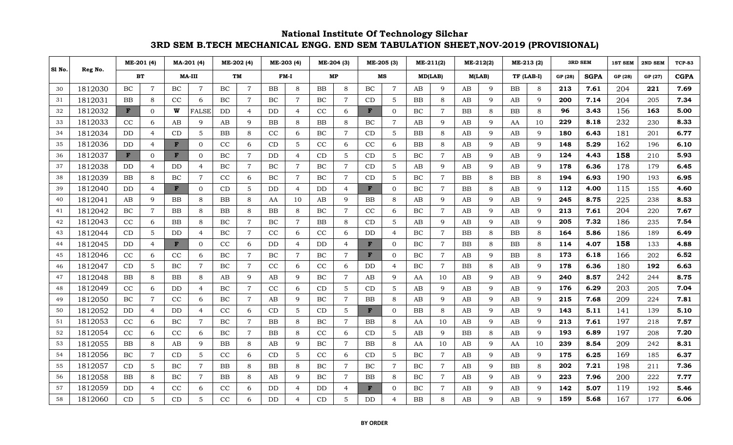# National Institute Of Technology Silchar

## 3RD SEM B.TECH MECHANICAL ENGG. END SEM TABULATION SHEET,NOV-2019 (PROVISIONAL)

| Sl No. | Reg No. | ME-201 (4) | | MA-201 (4) | | ME-202 (4) | | ME-203 (4) | | ME-204 (3) | | ME-205 (3) | | ME-211(2) | | ME-212(2) | | ME-213 (2) | | 3RD SEM | | 1ST SEM | 2ND SEM | TCP-83 |
|---|---|---|---|---|---|---|---|---|---|---|---|---|---|---|---|---|---|---|---|---|---|---|---|---|
| | | BT | | MA-III | | TM | | FM-I | | MP | | MS | | MD(LAB) | | M(LAB) | | TF (LAB-I) | | GP (28) | SGPA | GP (28) | GP (27) | CGPA |
| 30 | 1812030 | BC | 7 | BC | 7 | BC | 7 | BB | 8 | BB | 8 | BC | 7 | AB | 9 | AB | 9 | BB | 8 | 213 | 7.61 | 204 | 221 | 7.69 |
| 31 | 1812031 | BB | 8 | CC | 6 | BC | 7 | BC | 7 | BC | 7 | CD | 5 | BB | 8 | AB | 9 | AB | 9 | 200 | 7.14 | 204 | 205 | 7.34 |
| 32 | 1812032 | F | 0 | W | FALSE | DD | 4 | DD | 4 | CC | 6 | F | 0 | BC | 7 | BB | 8 | BB | 8 | 96 | 3.43 | 156 | 163 | 5.00 |
| 33 | 1812033 | CC | 6 | AB | 9 | AB | 9 | BB | 8 | BB | 8 | BC | 7 | AB | 9 | AB | 9 | AA | 10 | 229 | 8.18 | 232 | 230 | 8.33 |
| 34 | 1812034 | DD | 4 | CD | 5 | BB | 8 | CC | 6 | BC | 7 | CD | 5 | BB | 8 | AB | 9 | AB | 9 | 180 | 6.43 | 181 | 201 | 6.77 |
| 35 | 1812036 | DD | 4 | F | 0 | CC | 6 | CD | 5 | CC | 6 | CC | 6 | BB | 8 | AB | 9 | AB | 9 | 148 | 5.29 | 162 | 196 | 6.10 |
| 36 | 1812037 | F | 0 | F | 0 | BC | 7 | DD | 4 | CD | 5 | CD | 5 | BC | 7 | AB | 9 | AB | 9 | 124 | 4.43 | 158 | 210 | 5.93 |
| 37 | 1812038 | DD | 4 | DD | 4 | BC | 7 | BC | 7 | BC | 7 | CD | 5 | AB | 9 | AB | 9 | AB | 9 | 178 | 6.36 | 178 | 179 | 6.45 |
| 38 | 1812039 | BB | 8 | BC | 7 | CC | 6 | BC | 7 | BC | 7 | CD | 5 | BC | 7 | BB | 8 | BB | 8 | 194 | 6.93 | 190 | 193 | 6.95 |
| 39 | 1812040 | DD | 4 | F | 0 | CD | 5 | DD | 4 | DD | 4 | F | 0 | BC | 7 | BB | 8 | AB | 9 | 112 | 4.00 | 115 | 155 | 4.60 |
| 40 | 1812041 | AB | 9 | BB | 8 | BB | 8 | AA | 10 | AB | 9 | BB | 8 | AB | 9 | AB | 9 | AB | 9 | 245 | 8.75 | 225 | 238 | 8.53 |
| 41 | 1812042 | BC | 7 | BB | 8 | BB | 8 | BB | 8 | BC | 7 | CC | 6 | BC | 7 | AB | 9 | AB | 9 | 213 | 7.61 | 204 | 220 | 7.67 |
| 42 | 1812043 | CC | 6 | BB | 8 | BC | 7 | BC | 7 | BB | 8 | CD | 5 | AB | 9 | AB | 9 | AB | 9 | 205 | 7.32 | 186 | 235 | 7.54 |
| 43 | 1812044 | CD | 5 | DD | 4 | BC | 7 | CC | 6 | CC | 6 | DD | 4 | BC | 7 | BB | 8 | BB | 8 | 164 | 5.86 | 186 | 189 | 6.49 |
| 44 | 1812045 | DD | 4 | F | 0 | CC | 6 | DD | 4 | DD | 4 | F | 0 | BC | 7 | BB | 8 | BB | 8 | 114 | 4.07 | 158 | 133 | 4.88 |
| 45 | 1812046 | CC | 6 | CC | 6 | BC | 7 | BC | 7 | BC | 7 | F | 0 | BC | 7 | AB | 9 | BB | 8 | 173 | 6.18 | 166 | 202 | 6.52 |
| 46 | 1812047 | CD | 5 | BC | 7 | BC | 7 | CC | 6 | CC | 6 | DD | 4 | BC | 7 | BB | 8 | AB | 9 | 178 | 6.36 | 180 | 192 | 6.63 |
| 47 | 1812048 | BB | 8 | BB | 8 | AB | 9 | AB | 9 | BC | 7 | AB | 9 | AA | 10 | AB | 9 | AB | 9 | 240 | 8.57 | 242 | 244 | 8.75 |
| 48 | 1812049 | CC | 6 | DD | 4 | BC | 7 | CC | 6 | CD | 5 | CD | 5 | AB | 9 | AB | 9 | AB | 9 | 176 | 6.29 | 203 | 205 | 7.04 |
| 49 | 1812050 | BC | 7 | CC | 6 | BC | 7 | AB | 9 | BC | 7 | BB | 8 | AB | 9 | AB | 9 | AB | 9 | 215 | 7.68 | 209 | 224 | 7.81 |
| 50 | 1812052 | DD | 4 | DD | 4 | CC | 6 | CD | 5 | CD | 5 | F | 0 | BB | 8 | AB | 9 | AB | 9 | 143 | 5.11 | 141 | 139 | 5.10 |
| 51 | 1812053 | CC | 6 | BC | 7 | BC | 7 | BB | 8 | BC | 7 | BB | 8 | AA | 10 | AB | 9 | AB | 9 | 213 | 7.61 | 197 | 218 | 7.57 |
| 52 | 1812054 | CC | 6 | CC | 6 | BC | 7 | BB | 8 | CC | 6 | CD | 5 | AB | 9 | BB | 8 | AB | 9 | 193 | 6.89 | 197 | 208 | 7.20 |
| 53 | 1812055 | BB | 8 | AB | 9 | BB | 8 | AB | 9 | BC | 7 | BB | 8 | AA | 10 | AB | 9 | AA | 10 | 239 | 8.54 | 209 | 242 | 8.31 |
| 54 | 1812056 | BC | 7 | CD | 5 | CC | 6 | CD | 5 | CC | 6 | CD | 5 | BC | 7 | AB | 9 | AB | 9 | 175 | 6.25 | 169 | 185 | 6.37 |
| 55 | 1812057 | CD | 5 | BC | 7 | BB | 8 | BB | 8 | BC | 7 | BC | 7 | BC | 7 | AB | 9 | BB | 8 | 202 | 7.21 | 198 | 211 | 7.36 |
| 56 | 1812058 | BB | 8 | BC | 7 | BB | 8 | AB | 9 | BC | 7 | BB | 8 | BC | 7 | AB | 9 | AB | 9 | 223 | 7.96 | 200 | 222 | 7.77 |
| 57 | 1812059 | DD | 4 | CC | 6 | CC | 6 | DD | 4 | DD | 4 | F | 0 | BC | 7 | AB | 9 | AB | 9 | 142 | 5.07 | 119 | 192 | 5.46 |
| 58 | 1812060 | CD | 5 | CD | 5 | CC | 6 | DD | 4 | CD | 5 | DD | 4 | BB | 8 | AB | 9 | AB | 9 | 159 | 5.68 | 167 | 177 | 6.06 |

**BY ORDER**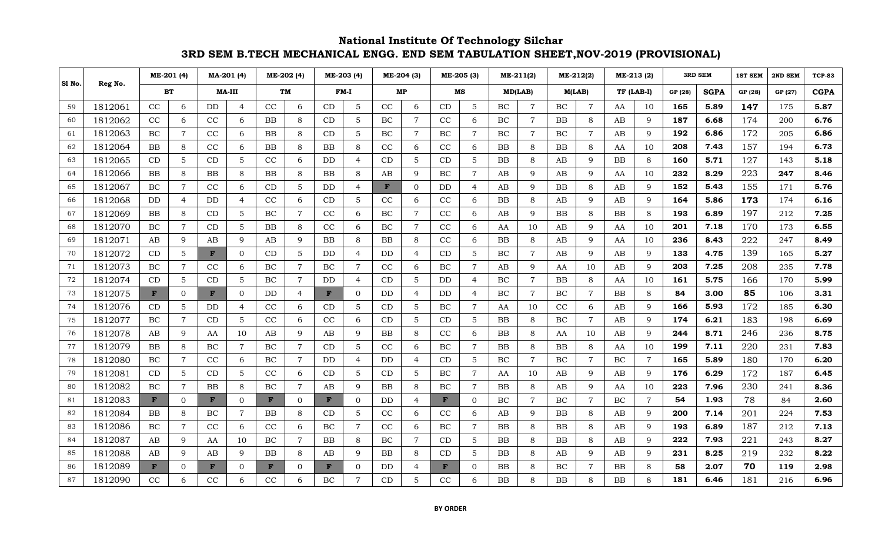# National Institute Of Technology Silchar

## 3RD SEM B.TECH MECHANICAL ENGG. END SEM TABULATION SHEET,NOV-2019 (PROVISIONAL)

| Sl No. | Reg No. | ME-201 (4) | | MA-201 (4) | | ME-202 (4) | | ME-203 (4) | | ME-204 (3) | | ME-205 (3) | | ME-211(2) | | ME-212(2) | | ME-213 (2) | | 3RD SEM | | 1ST SEM | 2ND SEM | TCP-83 |
|---|---|---|---|---|---|---|---|---|---|---|---|---|---|---|---|---|---|---|---|---|---|---|---|---|
| | | BT | | MA-III | | TM | | FM-I | | MP | | MS | | MD(LAB) | | M(LAB) | | TF (LAB-I) | | GP (28) | SGPA | GP (28) | GP (27) | CGPA |
| 59 | 1812061 | CC | 6 | DD | 4 | CC | 6 | CD | 5 | CC | 6 | CD | 5 | BC | 7 | BC | 7 | AA | 10 | **165** | **5.89** | **147** | 175 | **5.87** |
| 60 | 1812062 | CC | 6 | CC | 6 | BB | 8 | CD | 5 | BC | 7 | CC | 6 | BC | 7 | BB | 8 | AB | 9 | **187** | **6.68** | 174 | 200 | **6.76** |
| 61 | 1812063 | BC | 7 | CC | 6 | BB | 8 | CD | 5 | BC | 7 | BC | 7 | BC | 7 | BC | 7 | AB | 9 | **192** | **6.86** | 172 | 205 | **6.86** |
| 62 | 1812064 | BB | 8 | CC | 6 | BB | 8 | BB | 8 | CC | 6 | CC | 6 | BB | 8 | BB | 8 | AA | 10 | **208** | **7.43** | 157 | 194 | **6.73** |
| 63 | 1812065 | CD | 5 | CD | 5 | CC | 6 | DD | 4 | CD | 5 | CD | 5 | BB | 8 | AB | 9 | BB | 8 | **160** | **5.71** | 127 | 143 | **5.18** |
| 64 | 1812066 | BB | 8 | BB | 8 | BB | 8 | BB | 8 | AB | 9 | BC | 7 | AB | 9 | AB | 9 | AA | 10 | **232** | **8.29** | 223 | **247** | **8.46** |
| 65 | 1812067 | BC | 7 | CC | 6 | CD | 5 | DD | 4 | F | 0 | DD | 4 | AB | 9 | BB | 8 | AB | 9 | **152** | **5.43** | 155 | 171 | **5.76** |
| 66 | 1812068 | DD | 4 | DD | 4 | CC | 6 | CD | 5 | CC | 6 | CC | 6 | BB | 8 | AB | 9 | AB | 9 | **164** | **5.86** | **173** | 174 | **6.16** |
| 67 | 1812069 | BB | 8 | CD | 5 | BC | 7 | CC | 6 | BC | 7 | CC | 6 | AB | 9 | BB | 8 | BB | 8 | **193** | **6.89** | 197 | 212 | **7.25** |
| 68 | 1812070 | BC | 7 | CD | 5 | BB | 8 | CC | 6 | BC | 7 | CC | 6 | AA | 10 | AB | 9 | AA | 10 | **201** | **7.18** | 170 | 173 | **6.55** |
| 69 | 1812071 | AB | 9 | AB | 9 | AB | 9 | BB | 8 | BB | 8 | CC | 6 | BB | 8 | AB | 9 | AA | 10 | **236** | **8.43** | 222 | 247 | **8.49** |
| 70 | 1812072 | CD | 5 | F | 0 | CD | 5 | DD | 4 | DD | 4 | CD | 5 | BC | 7 | AB | 9 | AB | 9 | **133** | **4.75** | 139 | 165 | **5.27** |
| 71 | 1812073 | BC | 7 | CC | 6 | BC | 7 | BC | 7 | CC | 6 | BC | 7 | AB | 9 | AA | 10 | AB | 9 | **203** | **7.25** | 208 | 235 | **7.78** |
| 72 | 1812074 | CD | 5 | CD | 5 | BC | 7 | DD | 4 | CD | 5 | DD | 4 | BC | 7 | BB | 8 | AA | 10 | **161** | **5.75** | 166 | 170 | **5.99** |
| 73 | 1812075 | F | 0 | F | 0 | DD | 4 | F | 0 | DD | 4 | DD | 4 | BC | 7 | BC | 7 | BB | 8 | **84** | **3.00** | **85** | 106 | **3.31** |
| 74 | 1812076 | CD | 5 | DD | 4 | CC | 6 | CD | 5 | CD | 5 | BC | 7 | AA | 10 | CC | 6 | AB | 9 | **166** | **5.93** | 172 | 185 | **6.30** |
| 75 | 1812077 | BC | 7 | CD | 5 | CC | 6 | CC | 6 | CD | 5 | CD | 5 | BB | 8 | BC | 7 | AB | 9 | **174** | **6.21** | 183 | 198 | **6.69** |
| 76 | 1812078 | AB | 9 | AA | 10 | AB | 9 | AB | 9 | BB | 8 | CC | 6 | BB | 8 | AA | 10 | AB | 9 | **244** | **8.71** | 246 | 236 | **8.75** |
| 77 | 1812079 | BB | 8 | BC | 7 | BC | 7 | CD | 5 | CC | 6 | BC | 7 | BB | 8 | BB | 8 | AA | 10 | **199** | **7.11** | 220 | 231 | **7.83** |
| 78 | 1812080 | BC | 7 | CC | 6 | BC | 7 | DD | 4 | DD | 4 | CD | 5 | BC | 7 | BC | 7 | BC | 7 | **165** | **5.89** | 180 | 170 | **6.20** |
| 79 | 1812081 | CD | 5 | CD | 5 | CC | 6 | CD | 5 | CD | 5 | BC | 7 | AA | 10 | AB | 9 | AB | 9 | **176** | **6.29** | 172 | 187 | **6.45** |
| 80 | 1812082 | BC | 7 | BB | 8 | BC | 7 | AB | 9 | BB | 8 | BC | 7 | BB | 8 | AB | 9 | AA | 10 | **223** | **7.96** | 230 | 241 | **8.36** |
| 81 | 1812083 | F | 0 | F | 0 | F | 0 | F | 0 | DD | 4 | F | 0 | BC | 7 | BC | 7 | BC | 7 | **54** | **1.93** | 78 | 84 | **2.60** |
| 82 | 1812084 | BB | 8 | BC | 7 | BB | 8 | CD | 5 | CC | 6 | CC | 6 | AB | 9 | BB | 8 | AB | 9 | **200** | **7.14** | 201 | 224 | **7.53** |
| 83 | 1812086 | BC | 7 | CC | 6 | CC | 6 | BC | 7 | CC | 6 | BC | 7 | BB | 8 | BB | 8 | AB | 9 | **193** | **6.89** | 187 | 212 | **7.13** |
| 84 | 1812087 | AB | 9 | AA | 10 | BC | 7 | BB | 8 | BC | 7 | CD | 5 | BB | 8 | BB | 8 | AB | 9 | **222** | **7.93** | 221 | 243 | **8.27** |
| 85 | 1812088 | AB | 9 | AB | 9 | BB | 8 | AB | 9 | BB | 8 | CD | 5 | BB | 8 | AB | 9 | AB | 9 | **231** | **8.25** | 219 | 232 | **8.22** |
| 86 | 1812089 | F | 0 | F | 0 | F | 0 | F | 0 | DD | 4 | F | 0 | BB | 8 | BC | 7 | BB | 8 | **58** | **2.07** | **70** | **119** | **2.98** |
| 87 | 1812090 | CC | 6 | CC | 6 | CC | 6 | BC | 7 | CD | 5 | CC | 6 | BB | 8 | BB | 8 | BB | 8 | **181** | **6.46** | 181 | 216 | **6.96** |

**BY ORDER**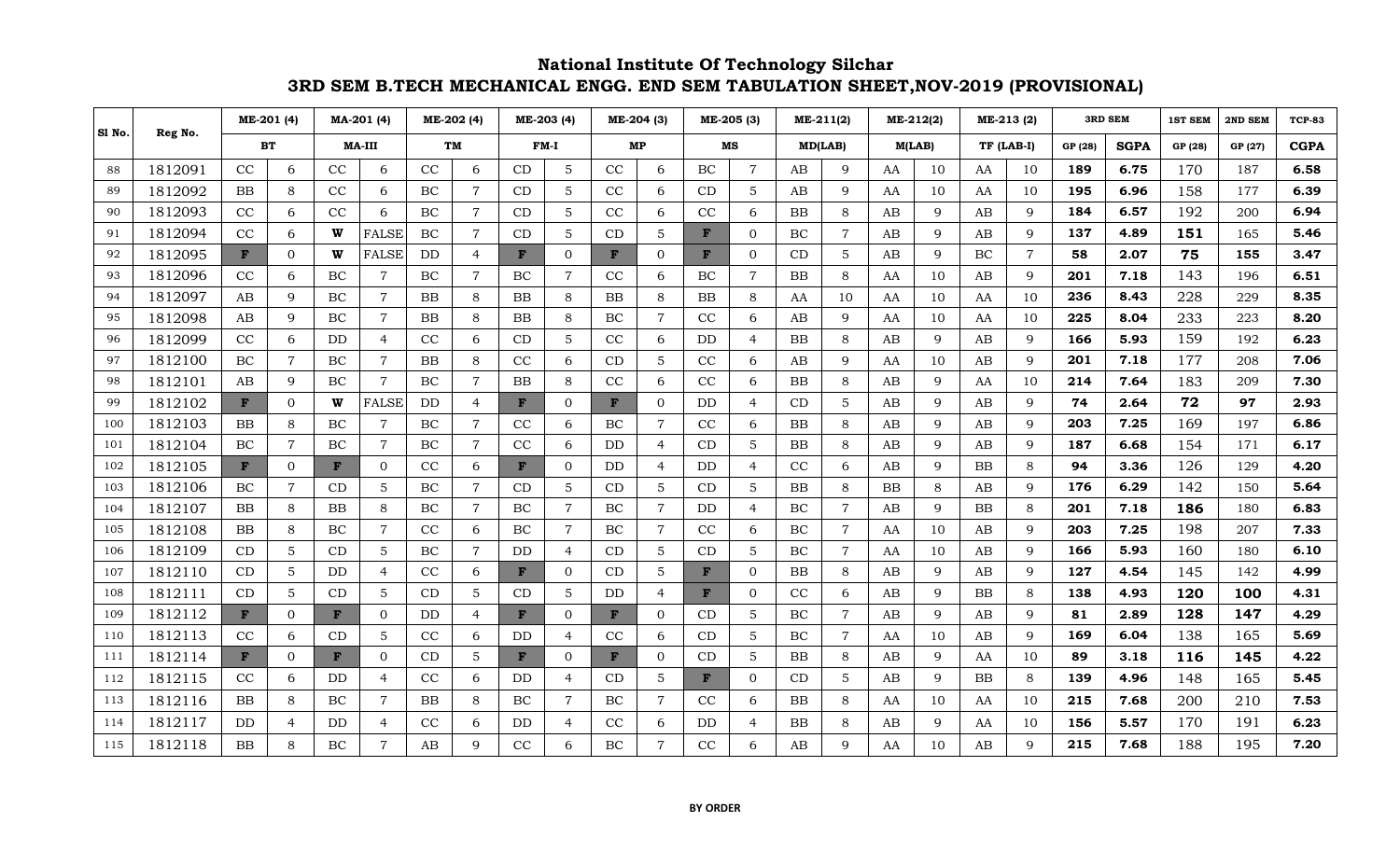# National Institute Of Technology Silchar

## 3RD SEM B.TECH MECHANICAL ENGG. END SEM TABULATION SHEET,NOV-2019 (PROVISIONAL)

| Sl No. | Reg No. | ME-201 (4) | | MA-201 (4) | | ME-202 (4) | | ME-203 (4) | | ME-204 (3) | | ME-205 (3) | | ME-211(2) | | ME-212(2) | | ME-213 (2) | | 3RD SEM | | 1ST SEM | 2ND SEM | TCP-83 |
|---|---|---|---|---|---|---|---|---|---|---|---|---|---|---|---|---|---|---|---|---|---|---|---|---|
| | | BT | | MA-III | | TM | | FM-I | | MP | | MS | | MD(LAB) | | M(LAB) | | TF (LAB-I) | | GP (28) | SGPA | GP (28) | GP (27) | CGPA |
| 88 | 1812091 | CC | 6 | CC | 6 | CC | 6 | CD | 5 | CC | 6 | BC | 7 | AB | 9 | AA | 10 | AA | 10 | 189 | 6.75 | 170 | 187 | 6.58 |
| 89 | 1812092 | BB | 8 | CC | 6 | BC | 7 | CD | 5 | CC | 6 | CD | 5 | AB | 9 | AA | 10 | AA | 10 | 195 | 6.96 | 158 | 177 | 6.39 |
| 90 | 1812093 | CC | 6 | CC | 6 | BC | 7 | CD | 5 | CC | 6 | CC | 6 | BB | 8 | AB | 9 | AB | 9 | 184 | 6.57 | 192 | 200 | 6.94 |
| 91 | 1812094 | CC | 6 | W | FALSE | BC | 7 | CD | 5 | CD | 5 | F | 0 | BC | 7 | AB | 9 | AB | 9 | 137 | 4.89 | 151 | 165 | 5.46 |
| 92 | 1812095 | F | 0 | W | FALSE | DD | 4 | F | 0 | F | 0 | F | 0 | CD | 5 | AB | 9 | BC | 7 | 58 | 2.07 | 75 | 155 | 3.47 |
| 93 | 1812096 | CC | 6 | BC | 7 | BC | 7 | BC | 7 | CC | 6 | BC | 7 | BB | 8 | AA | 10 | AB | 9 | 201 | 7.18 | 143 | 196 | 6.51 |
| 94 | 1812097 | AB | 9 | BC | 7 | BB | 8 | BB | 8 | BB | 8 | BB | 8 | AA | 10 | AA | 10 | AA | 10 | 236 | 8.43 | 228 | 229 | 8.35 |
| 95 | 1812098 | AB | 9 | BC | 7 | BB | 8 | BB | 8 | BC | 7 | CC | 6 | AB | 9 | AA | 10 | AA | 10 | 225 | 8.04 | 233 | 223 | 8.20 |
| 96 | 1812099 | CC | 6 | DD | 4 | CC | 6 | CD | 5 | CC | 6 | DD | 4 | BB | 8 | AB | 9 | AB | 9 | 166 | 5.93 | 159 | 192 | 6.23 |
| 97 | 1812100 | BC | 7 | BC | 7 | BB | 8 | CC | 6 | CD | 5 | CC | 6 | AB | 9 | AA | 10 | AB | 9 | 201 | 7.18 | 177 | 208 | 7.06 |
| 98 | 1812101 | AB | 9 | BC | 7 | BC | 7 | BB | 8 | CC | 6 | CC | 6 | BB | 8 | AB | 9 | AA | 10 | 214 | 7.64 | 183 | 209 | 7.30 |
| 99 | 1812102 | F | 0 | W | FALSE | DD | 4 | F | 0 | F | 0 | DD | 4 | CD | 5 | AB | 9 | AB | 9 | 74 | 2.64 | 72 | 97 | 2.93 |
| 100 | 1812103 | BB | 8 | BC | 7 | BC | 7 | CC | 6 | BC | 7 | CC | 6 | BB | 8 | AB | 9 | AB | 9 | 203 | 7.25 | 169 | 197 | 6.86 |
| 101 | 1812104 | BC | 7 | BC | 7 | BC | 7 | CC | 6 | DD | 4 | CD | 5 | BB | 8 | AB | 9 | AB | 9 | 187 | 6.68 | 154 | 171 | 6.17 |
| 102 | 1812105 | F | 0 | F | 0 | CC | 6 | F | 0 | DD | 4 | DD | 4 | CC | 6 | AB | 9 | BB | 8 | 94 | 3.36 | 126 | 129 | 4.20 |
| 103 | 1812106 | BC | 7 | CD | 5 | BC | 7 | CD | 5 | CD | 5 | CD | 5 | BB | 8 | BB | 8 | AB | 9 | 176 | 6.29 | 142 | 150 | 5.64 |
| 104 | 1812107 | BB | 8 | BB | 8 | BC | 7 | BC | 7 | BC | 7 | DD | 4 | BC | 7 | AB | 9 | BB | 8 | 201 | 7.18 | 186 | 180 | 6.83 |
| 105 | 1812108 | BB | 8 | BC | 7 | CC | 6 | BC | 7 | BC | 7 | CC | 6 | BC | 7 | AA | 10 | AB | 9 | 203 | 7.25 | 198 | 207 | 7.33 |
| 106 | 1812109 | CD | 5 | CD | 5 | BC | 7 | DD | 4 | CD | 5 | CD | 5 | BC | 7 | AA | 10 | AB | 9 | 166 | 5.93 | 160 | 180 | 6.10 |
| 107 | 1812110 | CD | 5 | DD | 4 | CC | 6 | F | 0 | CD | 5 | F | 0 | BB | 8 | AB | 9 | AB | 9 | 127 | 4.54 | 145 | 142 | 4.99 |
| 108 | 1812111 | CD | 5 | CD | 5 | CD | 5 | CD | 5 | DD | 4 | F | 0 | CC | 6 | AB | 9 | BB | 8 | 138 | 4.93 | 120 | 100 | 4.31 |
| 109 | 1812112 | F | 0 | F | 0 | DD | 4 | F | 0 | F | 0 | CD | 5 | BC | 7 | AB | 9 | AB | 9 | 81 | 2.89 | 128 | 147 | 4.29 |
| 110 | 1812113 | CC | 6 | CD | 5 | CC | 6 | DD | 4 | CC | 6 | CD | 5 | BC | 7 | AA | 10 | AB | 9 | 169 | 6.04 | 138 | 165 | 5.69 |
| 111 | 1812114 | F | 0 | F | 0 | CD | 5 | F | 0 | F | 0 | CD | 5 | BB | 8 | AB | 9 | AA | 10 | 89 | 3.18 | 116 | 145 | 4.22 |
| 112 | 1812115 | CC | 6 | DD | 4 | CC | 6 | DD | 4 | CD | 5 | F | 0 | CD | 5 | AB | 9 | BB | 8 | 139 | 4.96 | 148 | 165 | 5.45 |
| 113 | 1812116 | BB | 8 | BC | 7 | BB | 8 | BC | 7 | BC | 7 | CC | 6 | BB | 8 | AA | 10 | AA | 10 | 215 | 7.68 | 200 | 210 | 7.53 |
| 114 | 1812117 | DD | 4 | DD | 4 | CC | 6 | DD | 4 | CC | 6 | DD | 4 | BB | 8 | AB | 9 | AA | 10 | 156 | 5.57 | 170 | 191 | 6.23 |
| 115 | 1812118 | BB | 8 | BC | 7 | AB | 9 | CC | 6 | BC | 7 | CC | 6 | AB | 9 | AA | 10 | AB | 9 | 215 | 7.68 | 188 | 195 | 7.20 |

**BY ORDER**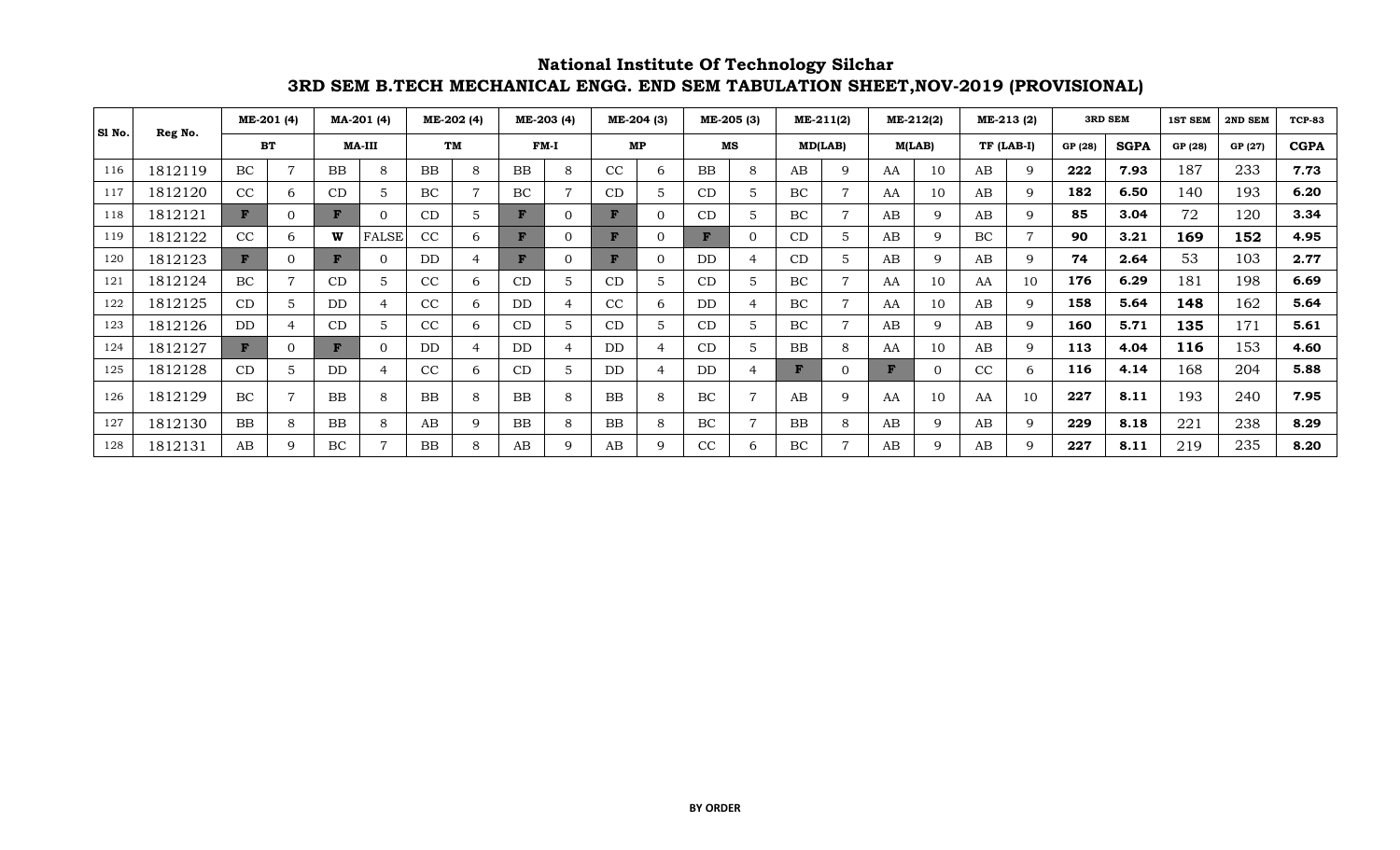# National Institute Of Technology Silchar

## 3RD SEM B.TECH MECHANICAL ENGG. END SEM TABULATION SHEET,NOV-2019 (PROVISIONAL)

| Sl No. | Reg No. | ME-201 (4) | | MA-201 (4) | | ME-202 (4) | | ME-203 (4) | | ME-204 (3) | | ME-205 (3) | | ME-211(2) | | ME-212(2) | | ME-213 (2) | | 3RD SEM | | 1ST SEM | 2ND SEM | TCP-83 |
|---|---|---|---|---|---|---|---|---|---|---|---|---|---|---|---|---|---|---|---|---|---|---|---|---|
| | | BT | | MA-III | | TM | | FM-I | | MP | | MS | | MD(LAB) | | M(LAB) | | TF (LAB-I) | | GP (28) | SGPA | GP (28) | GP (27) | CGPA |
| 116 | 1812119 | BC | 7 | BB | 8 | BB | 8 | BB | 8 | CC | 6 | BB | 8 | AB | 9 | AA | 10 | AB | 9 | **222** | **7.93** | 187 | 233 | **7.73** |
| 117 | 1812120 | CC | 6 | CD | 5 | BC | 7 | BC | 7 | CD | 5 | CD | 5 | BC | 7 | AA | 10 | AB | 9 | **182** | **6.50** | 140 | 193 | **6.20** |
| 118 | 1812121 | **F** | 0 | **F** | 0 | CD | 5 | **F** | 0 | **F** | 0 | CD | 5 | BC | 7 | AB | 9 | AB | 9 | **85** | **3.04** | 72 | 120 | **3.34** |
| 119 | 1812122 | CC | 6 | **W** | FALSE | CC | 6 | **F** | 0 | **F** | 0 | **F** | 0 | CD | 5 | AB | 9 | BC | 7 | **90** | **3.21** | **169** | **152** | **4.95** |
| 120 | 1812123 | **F** | 0 | **F** | 0 | DD | 4 | **F** | 0 | **F** | 0 | DD | 4 | CD | 5 | AB | 9 | AB | 9 | **74** | **2.64** | 53 | 103 | **2.77** |
| 121 | 1812124 | BC | 7 | CD | 5 | CC | 6 | CD | 5 | CD | 5 | CD | 5 | BC | 7 | AA | 10 | AA | 10 | **176** | **6.29** | 181 | 198 | **6.69** |
| 122 | 1812125 | CD | 5 | DD | 4 | CC | 6 | DD | 4 | CC | 6 | DD | 4 | BC | 7 | AA | 10 | AB | 9 | **158** | **5.64** | **148** | 162 | **5.64** |
| 123 | 1812126 | DD | 4 | CD | 5 | CC | 6 | CD | 5 | CD | 5 | CD | 5 | BC | 7 | AB | 9 | AB | 9 | **160** | **5.71** | **135** | 171 | **5.61** |
| 124 | 1812127 | **F** | 0 | **F** | 0 | DD | 4 | DD | 4 | DD | 4 | CD | 5 | BB | 8 | AA | 10 | AB | 9 | **113** | **4.04** | **116** | 153 | **4.60** |
| 125 | 1812128 | CD | 5 | DD | 4 | CC | 6 | CD | 5 | DD | 4 | DD | 4 | **F** | 0 | **F** | 0 | CC | 6 | **116** | **4.14** | 168 | 204 | **5.88** |
| 126 | 1812129 | BC | 7 | BB | 8 | BB | 8 | BB | 8 | BB | 8 | BC | 7 | AB | 9 | AA | 10 | AA | 10 | **227** | **8.11** | 193 | 240 | **7.95** |
| 127 | 1812130 | BB | 8 | BB | 8 | AB | 9 | BB | 8 | BB | 8 | BC | 7 | BB | 8 | AB | 9 | AB | 9 | **229** | **8.18** | 221 | 238 | **8.29** |
| 128 | 1812131 | AB | 9 | BC | 7 | BB | 8 | AB | 9 | AB | 9 | CC | 6 | BC | 7 | AB | 9 | AB | 9 | **227** | **8.11** | 219 | 235 | **8.20** |

**BY ORDER**